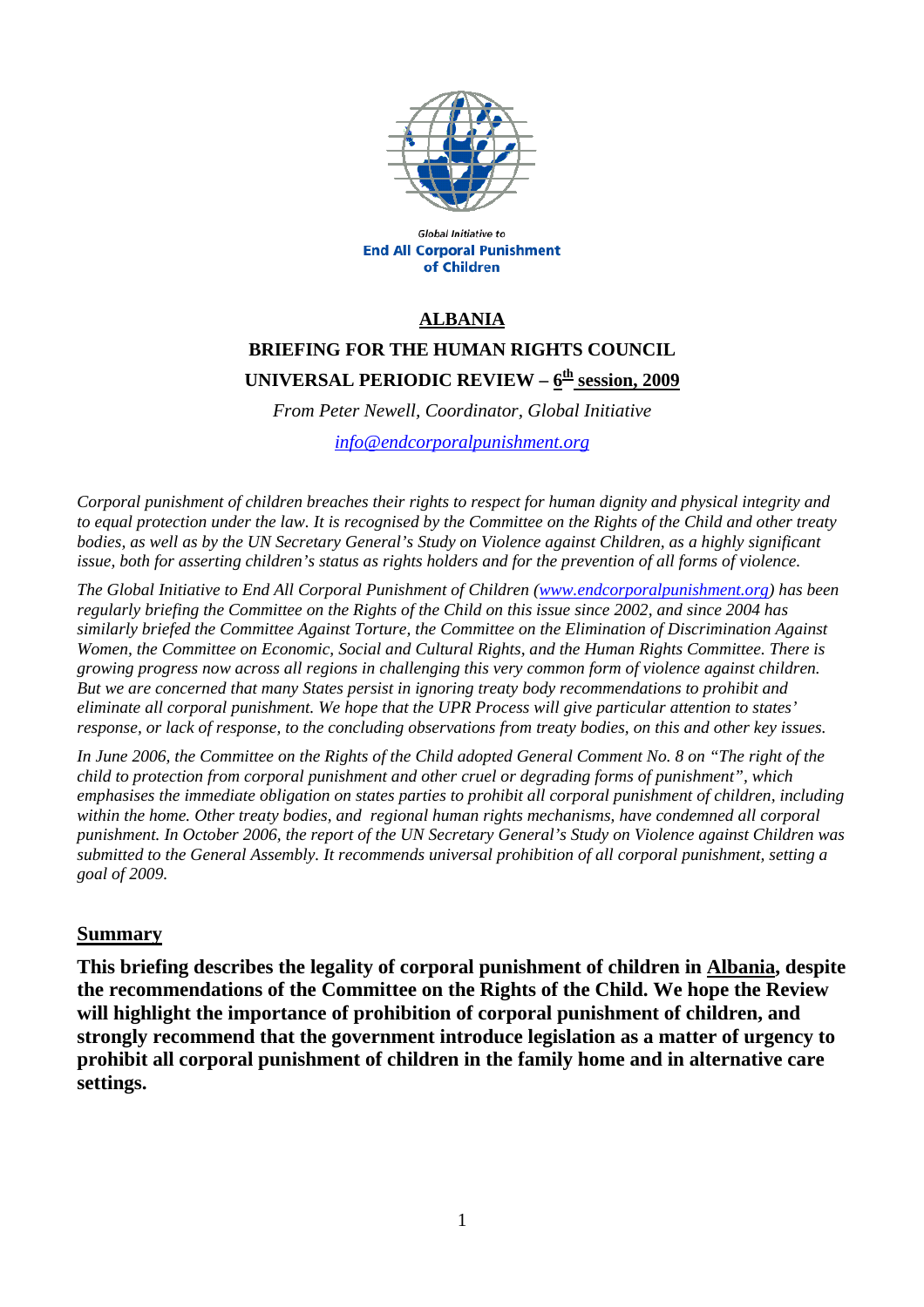Global Initiative to

**End All Corporal Punishment of Children**

# ALBANIA

## BRIEFING FOR THE HUMAN RIGHTS COUNCIL

## UNIVERSAL PERIODIC REVIEW – 6th session, 2009

*From Peter Newell, Coordinator, Global Initiative*

*info@endcorporalpunishment.org*

*Corporal punishment of children breaches their rights to respect for human dignity and physical integrity and to equal protection under the law. It is recognised by the Committee on the Rights of the Child and other treaty bodies, as well as by the UN Secretary General's Study on Violence against Children, as a highly significant issue, both for asserting children's status as rights holders and for the prevention of all forms of violence.*

*The Global Initiative to End All Corporal Punishment of Children (www.endcorporalpunishment.org) has been regularly briefing the Committee on the Rights of the Child on this issue since 2002, and since 2004 has similarly briefed the Committee Against Torture, the Committee on the Elimination of Discrimination Against Women, the Committee on Economic, Social and Cultural Rights, and the Human Rights Committee. There is growing progress now across all regions in challenging this very common form of violence against children. But we are concerned that many States persist in ignoring treaty body recommendations to prohibit and eliminate all corporal punishment. We hope that the UPR Process will give particular attention to states' response, or lack of response, to the concluding observations from treaty bodies, on this and other key issues.*

*In June 2006, the Committee on the Rights of the Child adopted General Comment No. 8 on "The right of the child to protection from corporal punishment and other cruel or degrading forms of punishment", which emphasises the immediate obligation on states parties to prohibit all corporal punishment of children, including within the home. Other treaty bodies, and regional human rights mechanisms, have condemned all corporal punishment. In October 2006, the report of the UN Secretary General's Study on Violence against Children was submitted to the General Assembly. It recommends universal prohibition of all corporal punishment, setting a goal of 2009.*

## Summary

**This briefing describes the legality of corporal punishment of children in Albania, despite the recommendations of the Committee on the Rights of the Child. We hope the Review will highlight the importance of prohibition of corporal punishment of children, and strongly recommend that the government introduce legislation as a matter of urgency to prohibit all corporal punishment of children in the family home and in alternative care settings.**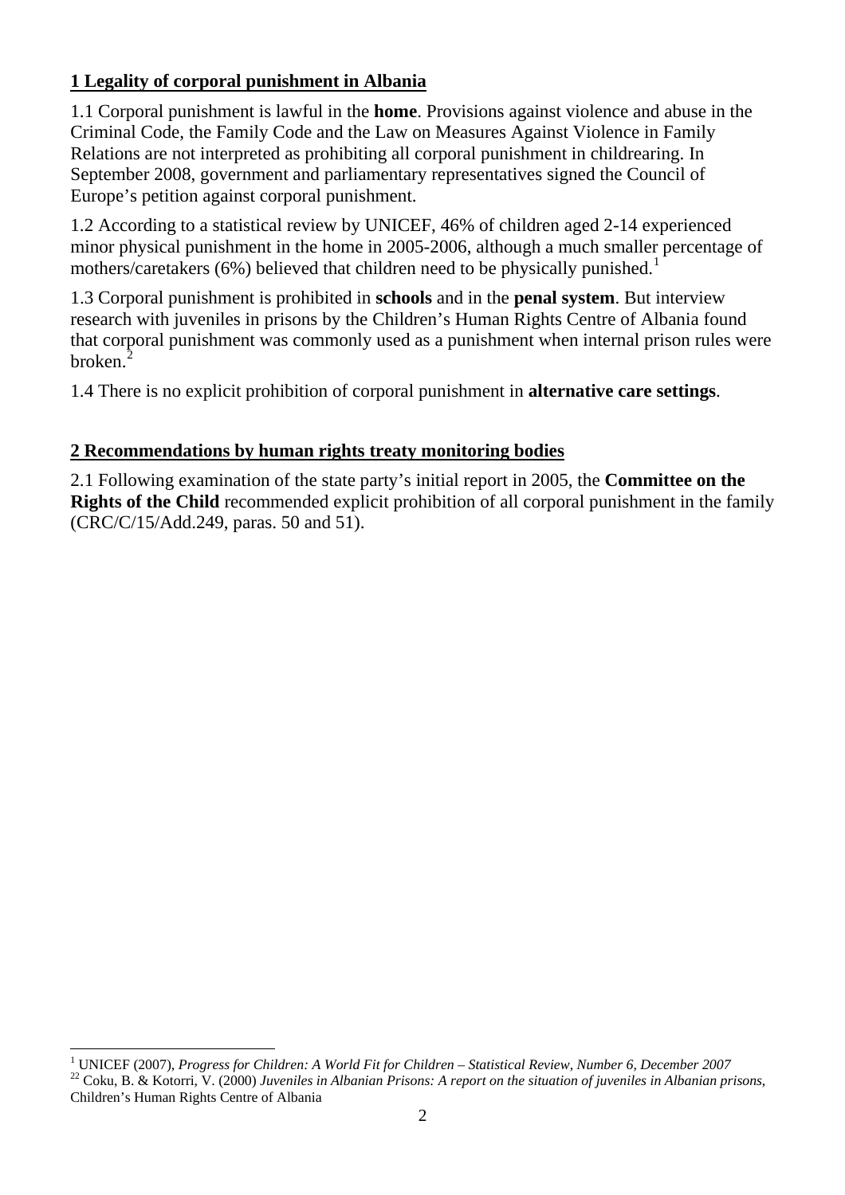## 1 Legality of corporal punishment in Albania

1.1 Corporal punishment is lawful in the **home**. Provisions against violence and abuse in the Criminal Code, the Family Code and the Law on Measures Against Violence in Family Relations are not interpreted as prohibiting all corporal punishment in childrearing. In September 2008, government and parliamentary representatives signed the Council of Europe's petition against corporal punishment.

1.2 According to a statistical review by UNICEF, 46% of children aged 2-14 experienced minor physical punishment in the home in 2005-2006, although a much smaller percentage of mothers/caretakers (6%) believed that children need to be physically punished.[1]

1.3 Corporal punishment is prohibited in **schools** and in the **penal system**. But interview research with juveniles in prisons by the Children's Human Rights Centre of Albania found that corporal punishment was commonly used as a punishment when internal prison rules were broken.[2]

1.4 There is no explicit prohibition of corporal punishment in **alternative care settings**.

## 2 Recommendations by human rights treaty monitoring bodies

2.1 Following examination of the state party's initial report in 2005, the **Committee on the Rights of the Child** recommended explicit prohibition of all corporal punishment in the family (CRC/C/15/Add.249, paras. 50 and 51).

---

[1] UNICEF (2007), *Progress for Children: A World Fit for Children – Statistical Review, Number 6, December 2007*

[22] Coku, B. & Kotorri, V. (2000) *Juveniles in Albanian Prisons: A report on the situation of juveniles in Albanian prisons,* Children's Human Rights Centre of Albania